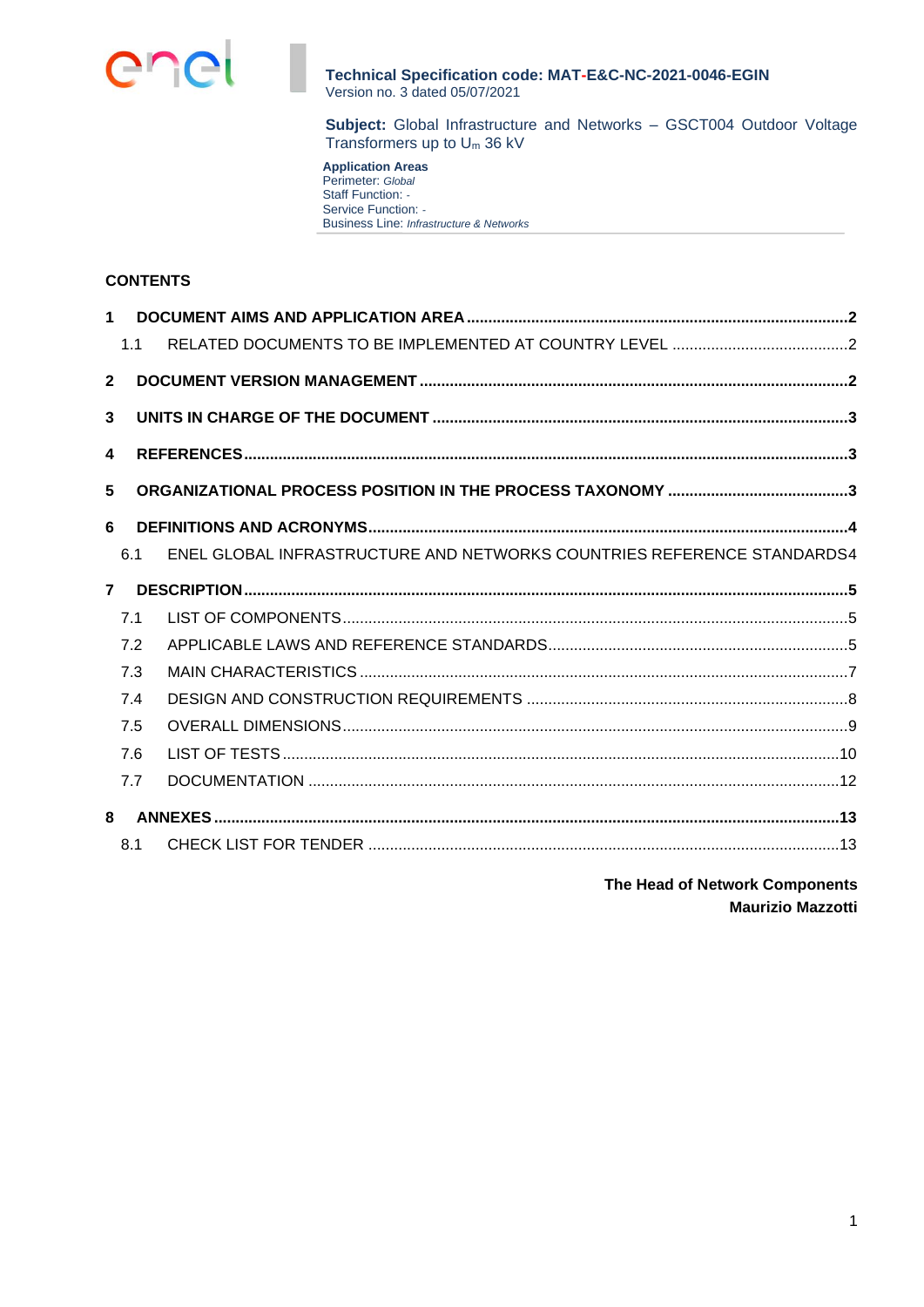**Technical Specification code: MAT-E&C-NC-2021-0046-EGIN**
Version no. 3 dated 05/07/2021

**Subject:** Global Infrastructure and Networks – GSCT004 Outdoor Voltage Transformers up to $U_m$ 36 kV

**Application Areas**
Perimeter: *Global*
Staff Function: -
Service Function: -
Business Line: *Infrastructure & Networks*

**CONTENTS**

**1 DOCUMENT AIMS AND APPLICATION AREA ..... 2**
- 1.1 RELATED DOCUMENTS TO BE IMPLEMENTED AT COUNTRY LEVEL ..... 2

**2 DOCUMENT VERSION MANAGEMENT ..... 2**

**3 UNITS IN CHARGE OF THE DOCUMENT ..... 3**

**4 REFERENCES ..... 3**

**5 ORGANIZATIONAL PROCESS POSITION IN THE PROCESS TAXONOMY ..... 3**

**6 DEFINITIONS AND ACRONYMS ..... 4**
- 6.1 ENEL GLOBAL INFRASTRUCTURE AND NETWORKS COUNTRIES REFERENCE STANDARDS ..... 4

**7 DESCRIPTION ..... 5**
- 7.1 LIST OF COMPONENTS ..... 5
- 7.2 APPLICABLE LAWS AND REFERENCE STANDARDS ..... 5
- 7.3 MAIN CHARACTERISTICS ..... 7
- 7.4 DESIGN AND CONSTRUCTION REQUIREMENTS ..... 8
- 7.5 OVERALL DIMENSIONS ..... 9
- 7.6 LIST OF TESTS ..... 10
- 7.7 DOCUMENTATION ..... 12

**8 ANNEXES ..... 13**
- 8.1 CHECK LIST FOR TENDER ..... 13

**The Head of Network Components**
**Maurizio Mazzotti**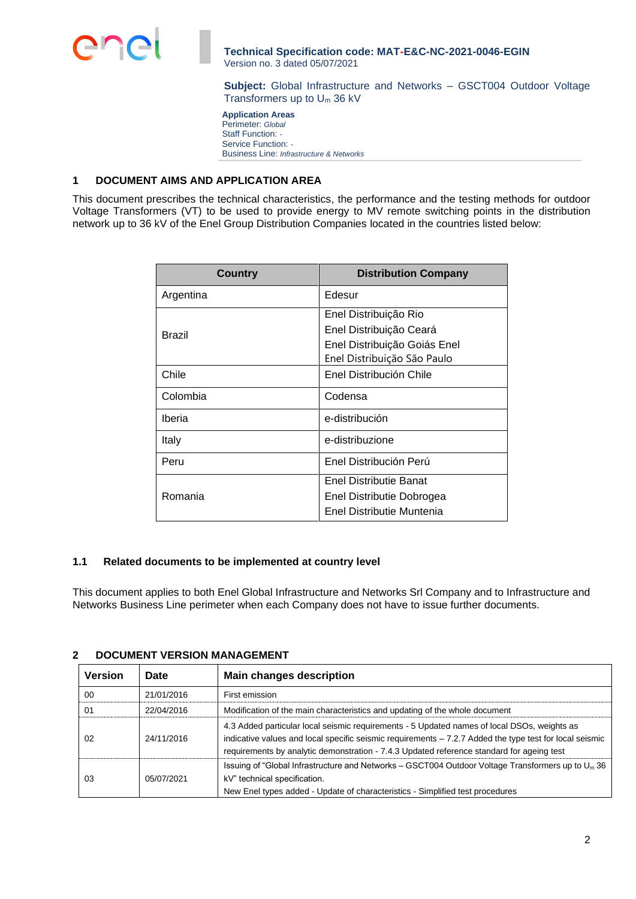**Technical Specification code: MAT-E&C-NC-2021-0046-EGIN**
Version no. 3 dated 05/07/2021

**Subject:** Global Infrastructure and Networks – GSCT004 Outdoor Voltage Transformers up to $U_m$ 36 kV

**Application Areas**
Perimeter: *Global*
Staff Function: -
Service Function: -
Business Line: *Infrastructure & Networks*

## 1 DOCUMENT AIMS AND APPLICATION AREA

This document prescribes the technical characteristics, the performance and the testing methods for outdoor Voltage Transformers (VT) to be used to provide energy to MV remote switching points in the distribution network up to 36 kV of the Enel Group Distribution Companies located in the countries listed below:

| Country | Distribution Company |
|---|---|
| Argentina | Edesur |
| Brazil | Enel Distribuição Rio<br>Enel Distribuição Ceará<br>Enel Distribuição Goiás Enel<br>Enel Distribuição São Paulo |
| Chile | Enel Distribución Chile |
| Colombia | Codensa |
| Iberia | e-distribución |
| Italy | e-distribuzione |
| Peru | Enel Distribución Perú |
| Romania | Enel Distributie Banat<br>Enel Distributie Dobrogea<br>Enel Distributie Muntenia |

### 1.1 Related documents to be implemented at country level

This document applies to both Enel Global Infrastructure and Networks Srl Company and to Infrastructure and Networks Business Line perimeter when each Company does not have to issue further documents.

## 2 DOCUMENT VERSION MANAGEMENT

| Version | Date | Main changes description |
|---|---|---|
| 00 | 21/01/2016 | First emission |
| 01 | 22/04/2016 | Modification of the main characteristics and updating of the whole document |
| 02 | 24/11/2016 | 4.3 Added particular local seismic requirements - 5 Updated names of local DSOs, weights as indicative values and local specific seismic requirements – 7.2.7 Added the type test for local seismic requirements by analytic demonstration - 7.4.3 Updated reference standard for ageing test |
| 03 | 05/07/2021 | Issuing of "Global Infrastructure and Networks – GSCT004 Outdoor Voltage Transformers up to $U_m$ 36 kV" technical specification.<br>New Enel types added - Update of characteristics - Simplified test procedures |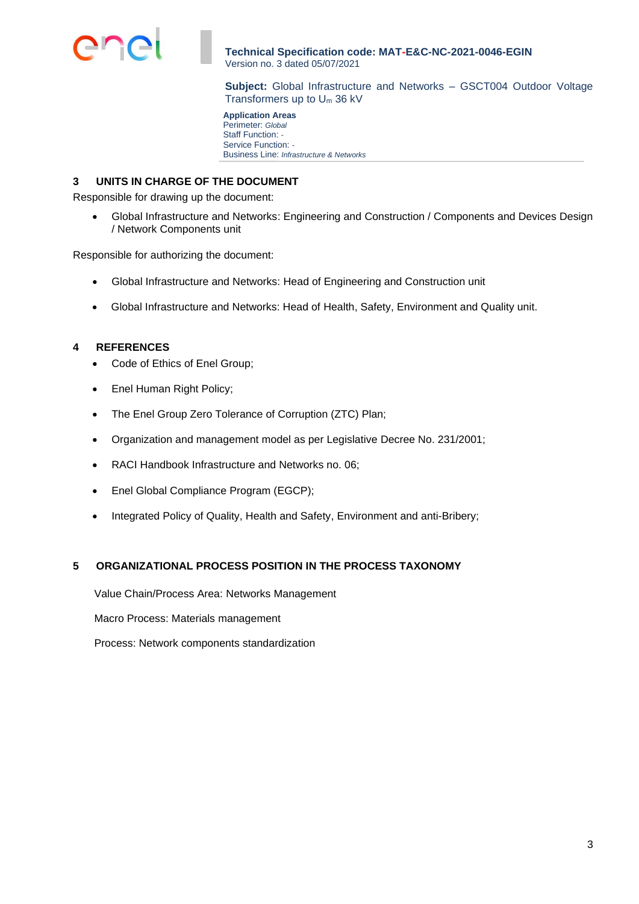## 3 UNITS IN CHARGE OF THE DOCUMENT

Responsible for drawing up the document:

- Global Infrastructure and Networks: Engineering and Construction / Components and Devices Design / Network Components unit

Responsible for authorizing the document:

- Global Infrastructure and Networks: Head of Engineering and Construction unit
- Global Infrastructure and Networks: Head of Health, Safety, Environment and Quality unit.

## 4 REFERENCES

- Code of Ethics of Enel Group;
- Enel Human Right Policy;
- The Enel Group Zero Tolerance of Corruption (ZTC) Plan;
- Organization and management model as per Legislative Decree No. 231/2001;
- RACI Handbook Infrastructure and Networks no. 06;
- Enel Global Compliance Program (EGCP);
- Integrated Policy of Quality, Health and Safety, Environment and anti-Bribery;

## 5 ORGANIZATIONAL PROCESS POSITION IN THE PROCESS TAXONOMY

Value Chain/Process Area: Networks Management

Macro Process: Materials management

Process: Network components standardization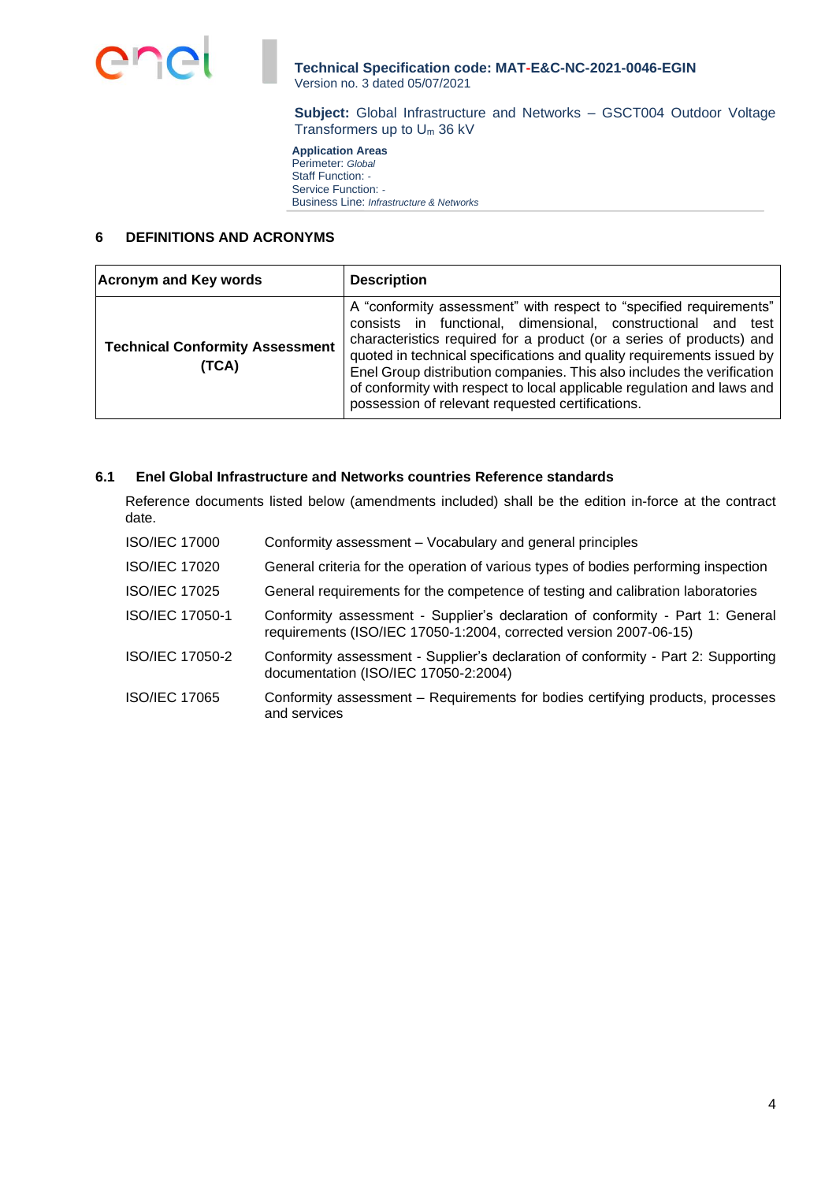## 6 DEFINITIONS AND ACRONYMS

| Acronym and Key words | Description |
|---|---|
| **Technical Conformity Assessment (TCA)** | A “conformity assessment” with respect to “specified requirements” consists in functional, dimensional, constructional and test characteristics required for a product (or a series of products) and quoted in technical specifications and quality requirements issued by Enel Group distribution companies. This also includes the verification of conformity with respect to local applicable regulation and laws and possession of relevant requested certifications. |

### 6.1 Enel Global Infrastructure and Networks countries Reference standards

Reference documents listed below (amendments included) shall be the edition in-force at the contract date.

| | |
|---|---|
| ISO/IEC 17000 | Conformity assessment – Vocabulary and general principles |
| ISO/IEC 17020 | General criteria for the operation of various types of bodies performing inspection |
| ISO/IEC 17025 | General requirements for the competence of testing and calibration laboratories |
| ISO/IEC 17050-1 | Conformity assessment - Supplier’s declaration of conformity - Part 1: General requirements (ISO/IEC 17050-1:2004, corrected version 2007-06-15) |
| ISO/IEC 17050-2 | Conformity assessment - Supplier’s declaration of conformity - Part 2: Supporting documentation (ISO/IEC 17050-2:2004) |
| ISO/IEC 17065 | Conformity assessment – Requirements for bodies certifying products, processes and services |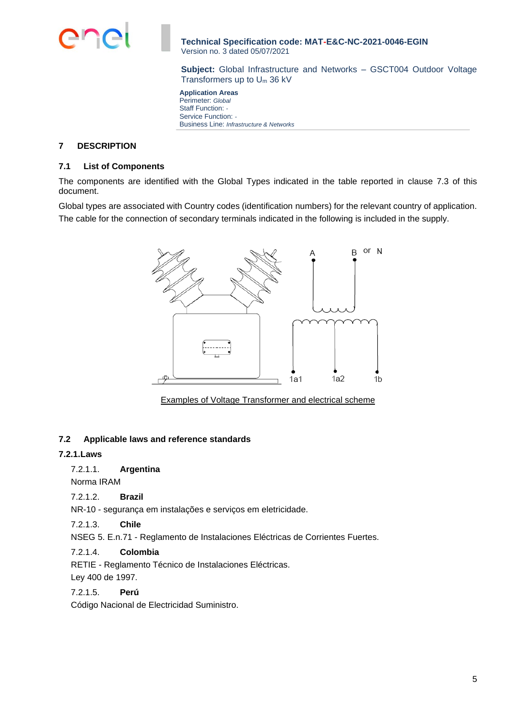## 7 DESCRIPTION

### 7.1 List of Components

The components are identified with the Global Types indicated in the table reported in clause 7.3 of this document.

Global types are associated with Country codes (identification numbers) for the relevant country of application.

The cable for the connection of secondary terminals indicated in the following is included in the supply.

Examples of Voltage Transformer and electrical scheme

### 7.2 Applicable laws and reference standards

#### 7.2.1. Laws

7.2.1.1. **Argentina**

Norma IRAM

7.2.1.2. **Brazil**

NR-10 - segurança em instalações e serviços em eletricidade.

7.2.1.3. **Chile**

NSEG 5. E.n.71 - Reglamento de Instalaciones Eléctricas de Corrientes Fuertes.

7.2.1.4. **Colombia**

RETIE - Reglamento Técnico de Instalaciones Eléctricas.

Ley 400 de 1997.

7.2.1.5. **Perú**

Código Nacional de Electricidad Suministro.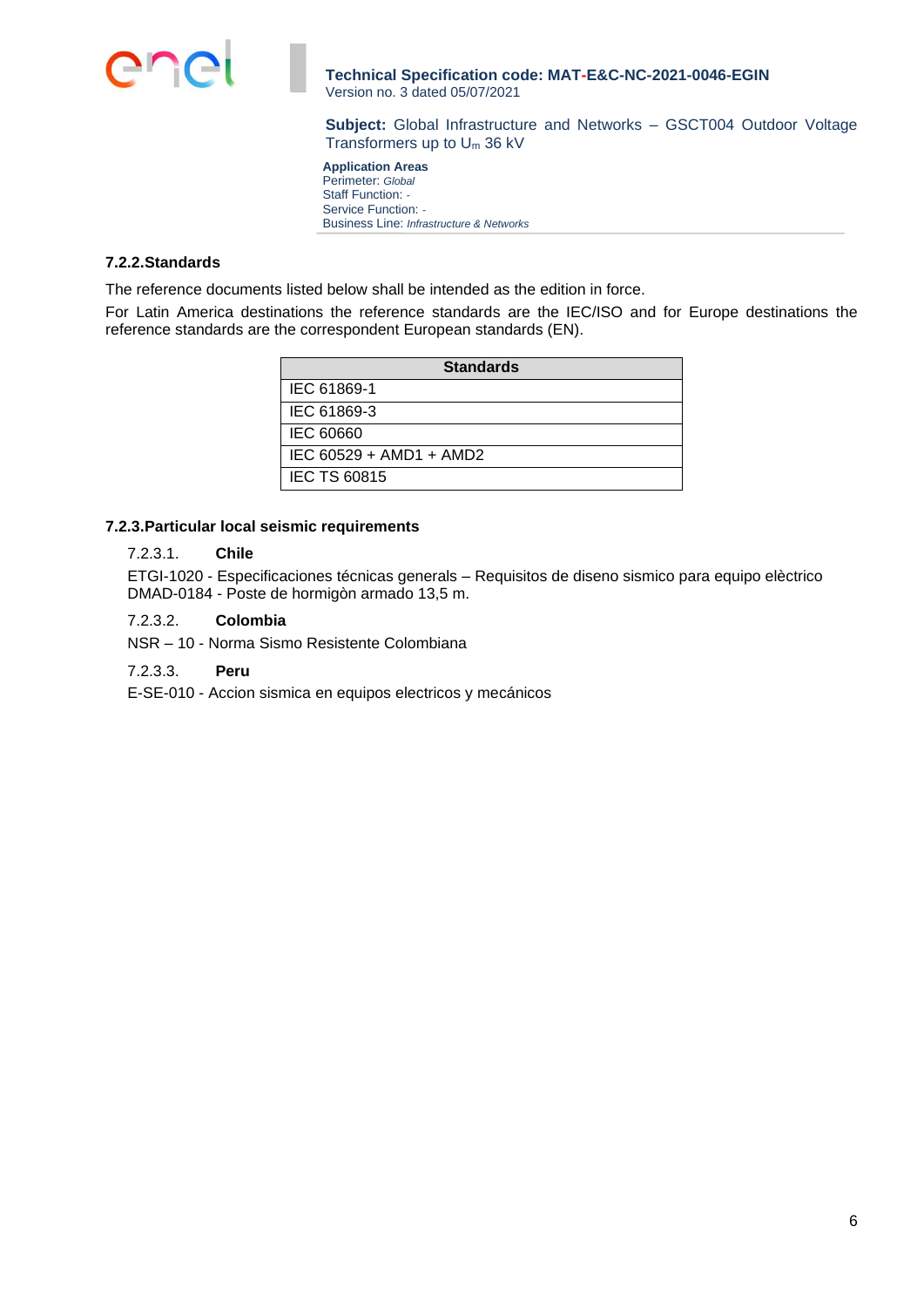### 7.2.2. Standards

The reference documents listed below shall be intended as the edition in force.

For Latin America destinations the reference standards are the IEC/ISO and for Europe destinations the reference standards are the correspondent European standards (EN).

| Standards |
|---|
| IEC 61869-1 |
| IEC 61869-3 |
| IEC 60660 |
| IEC 60529 + AMD1 + AMD2 |
| IEC TS 60815 |

### 7.2.3. Particular local seismic requirements

#### 7.2.3.1. Chile

ETGI-1020 - Especificaciones técnicas generals – Requisitos de diseno sismico para equipo elèctrico
DMAD-0184 - Poste de hormigòn armado 13,5 m.

#### 7.2.3.2. Colombia

NSR – 10 - Norma Sismo Resistente Colombiana

#### 7.2.3.3. Peru

E-SE-010 - Accion sismica en equipos electricos y mecánicos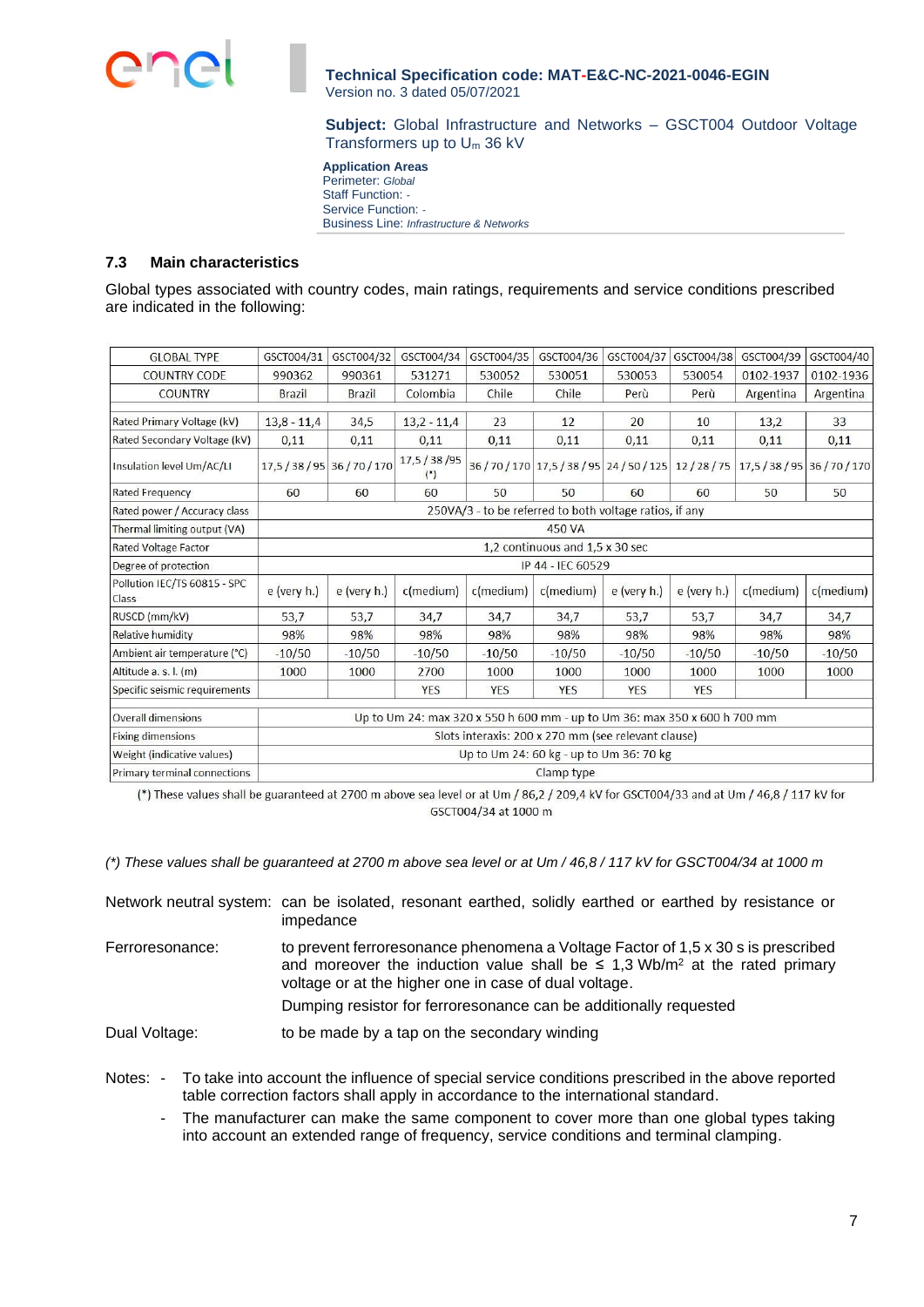## 7.3 Main characteristics

Global types associated with country codes, main ratings, requirements and service conditions prescribed are indicated in the following:

| GLOBAL TYPE | GSCT004/31 | GSCT004/32 | GSCT004/34 | GSCT004/35 | GSCT004/36 | GSCT004/37 | GSCT004/38 | GSCT004/39 | GSCT004/40 |
|---|---|---|---|---|---|---|---|---|---|
| COUNTRY CODE | 990362 | 990361 | 531271 | 530052 | 530051 | 530053 | 530054 | 0102-1937 | 0102-1936 |
| COUNTRY | Brazil | Brazil | Colombia | Chile | Chile | Perù | Perù | Argentina | Argentina |
| Rated Primary Voltage (kV) | 13,8 - 11,4 | 34,5 | 13,2 - 11,4 | 23 | 12 | 20 | 10 | 13,2 | 33 |
| Rated Secondary Voltage (kV) | 0,11 | 0,11 | 0,11 | 0,11 | 0,11 | 0,11 | 0,11 | 0,11 | 0,11 |
| Insulation level Um/AC/LI | 17,5 / 38 / 95 | 36 / 70 / 170 | 17,5 / 38 /95 (*) | 36 / 70 / 170 | 17,5 / 38 / 95 | 24 / 50 / 125 | 12 / 28 / 75 | 17,5 / 38 / 95 | 36 / 70 / 170 |
| Rated Frequency | 60 | 60 | 60 | 50 | 50 | 60 | 60 | 50 | 50 |
| Rated power / Accuracy class | 250VA/3 - to be referred to both voltage ratios, if any | | | | | | | | |
| Thermal limiting output (VA) | 450 VA | | | | | | | | |
| Rated Voltage Factor | 1,2 continuous and 1,5 x 30 sec | | | | | | | | |
| Degree of protection | IP 44 - IEC 60529 | | | | | | | | |
| Pollution IEC/TS 60815 - SPC Class | e (very h.) | e (very h.) | c(medium) | c(medium) | c(medium) | e (very h.) | e (very h.) | c(medium) | c(medium) |
| RUSCD (mm/kV) | 53,7 | 53,7 | 34,7 | 34,7 | 34,7 | 53,7 | 53,7 | 34,7 | 34,7 |
| Relative humidity | 98% | 98% | 98% | 98% | 98% | 98% | 98% | 98% | 98% |
| Ambient air temperature (°C) | -10/50 | -10/50 | -10/50 | -10/50 | -10/50 | -10/50 | -10/50 | -10/50 | -10/50 |
| Altitude a. s. l. (m) | 1000 | 1000 | 2700 | 1000 | 1000 | 1000 | 1000 | 1000 | 1000 |
| Specific seismic requirements | | | YES | YES | YES | YES | YES | | |
| Overall dimensions | Up to Um 24: max 320 x 550 h 600 mm - up to Um 36: max 350 x 600 h 700 mm | | | | | | | | |
| Fixing dimensions | Slots interaxis: 200 x 270 mm (see relevant clause) | | | | | | | | |
| Weight (indicative values) | Up to Um 24: 60 kg - up to Um 36: 70 kg | | | | | | | | |
| Primary terminal connections | Clamp type | | | | | | | | |

(*) These values shall be guaranteed at 2700 m above sea level or at Um / 86,2 / 209,4 kV for GSCT004/33 and at Um / 46,8 / 117 kV for GSCT004/34 at 1000 m

*(\*) These values shall be guaranteed at 2700 m above sea level or at Um / 46,8 / 117 kV for GSCT004/34 at 1000 m*

Network neutral system: can be isolated, resonant earthed, solidly earthed or earthed by resistance or impedance

Ferroresonance: to prevent ferroresonance phenomena a Voltage Factor of 1,5 x 30 s is prescribed and moreover the induction value shall be ≤ 1,3 Wb/m$^2$ at the rated primary voltage or at the higher one in case of dual voltage.

Dumping resistor for ferroresonance can be additionally requested

Dual Voltage: to be made by a tap on the secondary winding

Notes:
- To take into account the influence of special service conditions prescribed in the above reported table correction factors shall apply in accordance to the international standard.
- The manufacturer can make the same component to cover more than one global types taking into account an extended range of frequency, service conditions and terminal clamping.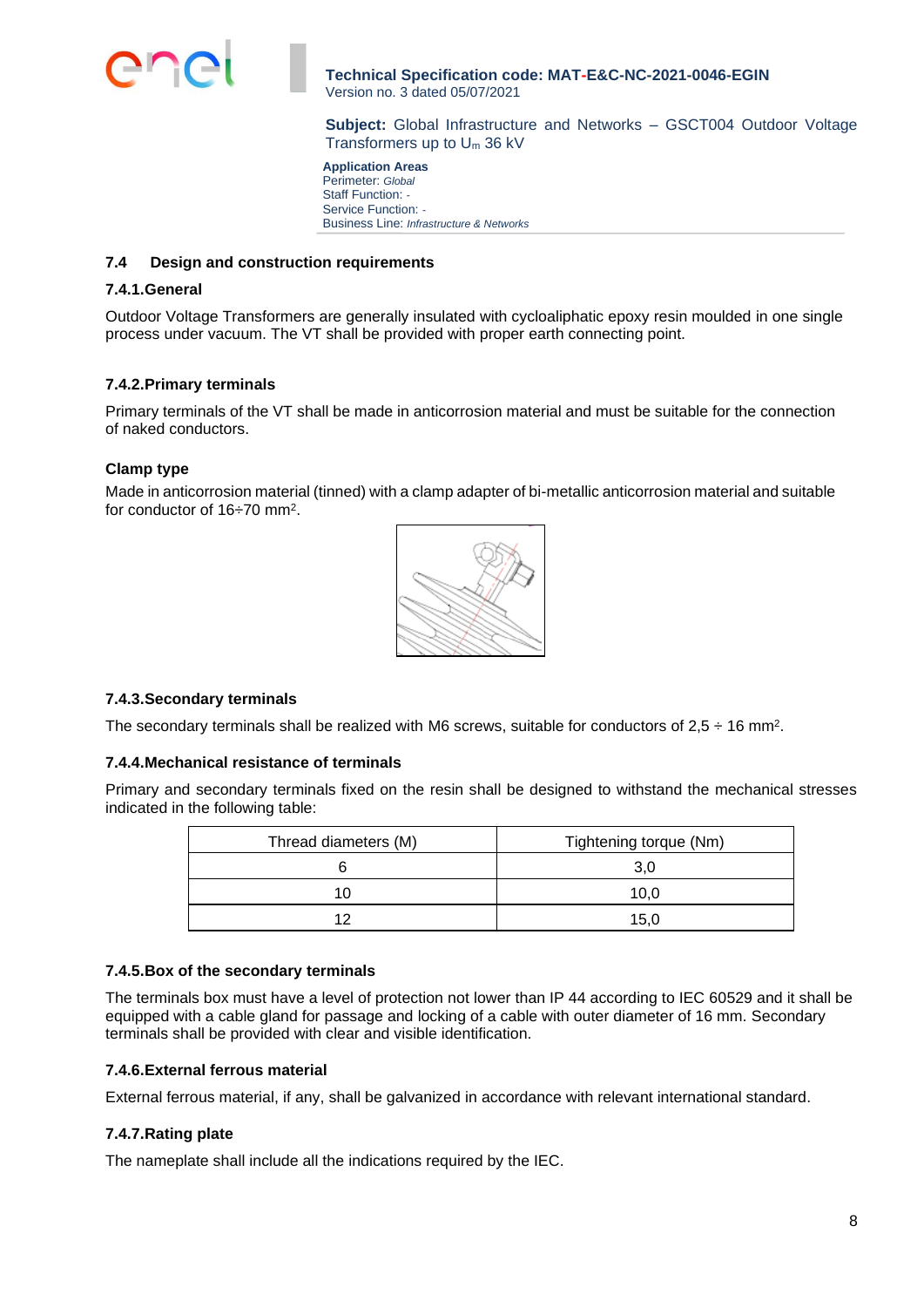## 7.4 Design and construction requirements

### 7.4.1. General

Outdoor Voltage Transformers are generally insulated with cycloaliphatic epoxy resin moulded in one single process under vacuum. The VT shall be provided with proper earth connecting point.

### 7.4.2. Primary terminals

Primary terminals of the VT shall be made in anticorrosion material and must be suitable for the connection of naked conductors.

**Clamp type**

Made in anticorrosion material (tinned) with a clamp adapter of bi-metallic anticorrosion material and suitable for conductor of 16÷70 mm$^2$.

### 7.4.3. Secondary terminals

The secondary terminals shall be realized with M6 screws, suitable for conductors of 2,5 ÷ 16 mm$^2$.

### 7.4.4. Mechanical resistance of terminals

Primary and secondary terminals fixed on the resin shall be designed to withstand the mechanical stresses indicated in the following table:

| Thread diameters (M) | Tightening torque (Nm) |
|---|---|
| 6 | 3,0 |
| 10 | 10,0 |
| 12 | 15,0 |

### 7.4.5. Box of the secondary terminals

The terminals box must have a level of protection not lower than IP 44 according to IEC 60529 and it shall be equipped with a cable gland for passage and locking of a cable with outer diameter of 16 mm. Secondary terminals shall be provided with clear and visible identification.

### 7.4.6. External ferrous material

External ferrous material, if any, shall be galvanized in accordance with relevant international standard.

### 7.4.7. Rating plate

The nameplate shall include all the indications required by the IEC.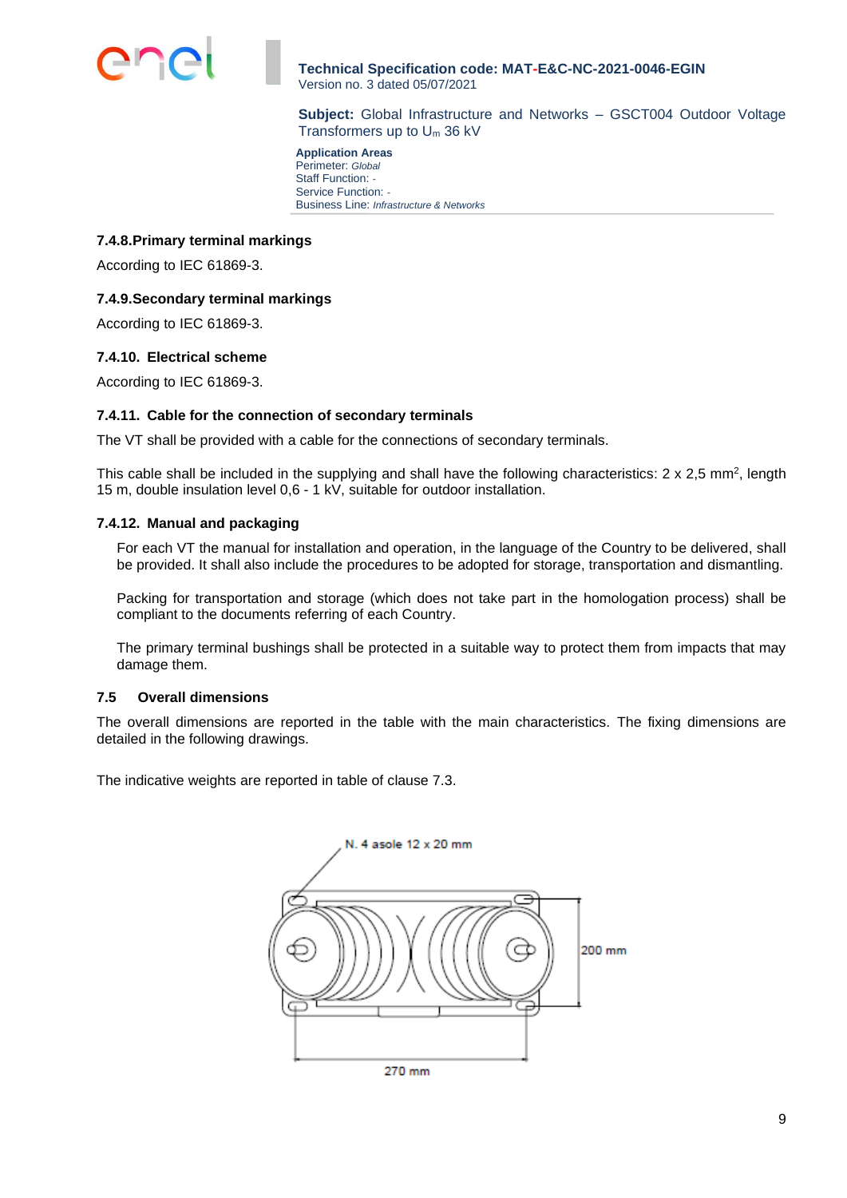#### 7.4.8. Primary terminal markings

According to IEC 61869-3.

#### 7.4.9. Secondary terminal markings

According to IEC 61869-3.

#### 7.4.10. Electrical scheme

According to IEC 61869-3.

#### 7.4.11. Cable for the connection of secondary terminals

The VT shall be provided with a cable for the connections of secondary terminals.

This cable shall be included in the supplying and shall have the following characteristics: 2 x 2,5 $mm^2$, length 15 m, double insulation level 0,6 - 1 kV, suitable for outdoor installation.

#### 7.4.12. Manual and packaging

For each VT the manual for installation and operation, in the language of the Country to be delivered, shall be provided. It shall also include the procedures to be adopted for storage, transportation and dismantling.

Packing for transportation and storage (which does not take part in the homologation process) shall be compliant to the documents referring of each Country.

The primary terminal bushings shall be protected in a suitable way to protect them from impacts that may damage them.

### 7.5 Overall dimensions

The overall dimensions are reported in the table with the main characteristics. The fixing dimensions are detailed in the following drawings.

The indicative weights are reported in table of clause 7.3.

N. 4 asole 12 x 20 mm

200 mm

270 mm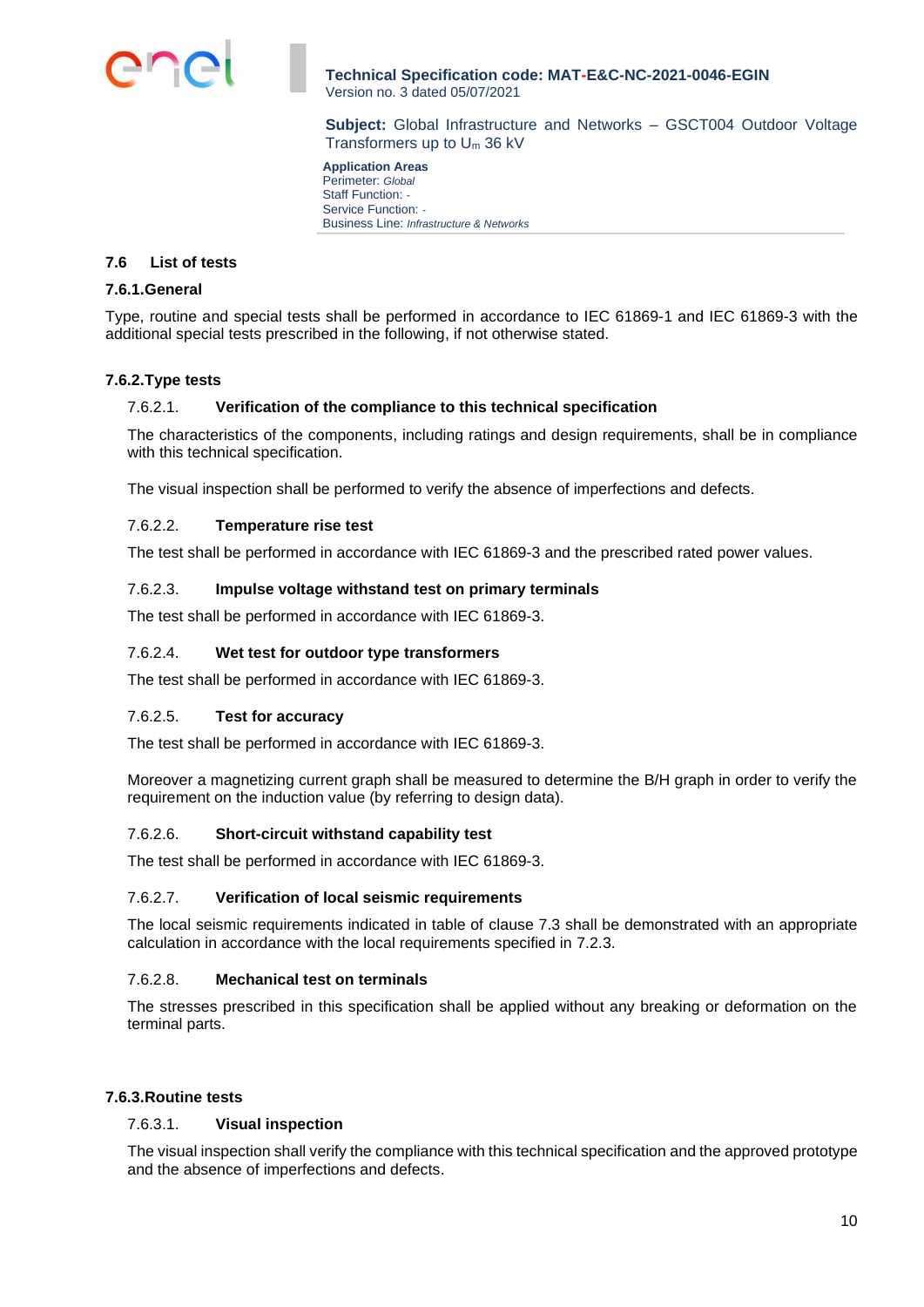## 7.6 List of tests

### 7.6.1. General

Type, routine and special tests shall be performed in accordance to IEC 61869-1 and IEC 61869-3 with the additional special tests prescribed in the following, if not otherwise stated.

### 7.6.2. Type tests

#### 7.6.2.1. Verification of the compliance to this technical specification

The characteristics of the components, including ratings and design requirements, shall be in compliance with this technical specification.

The visual inspection shall be performed to verify the absence of imperfections and defects.

#### 7.6.2.2. Temperature rise test

The test shall be performed in accordance with IEC 61869-3 and the prescribed rated power values.

#### 7.6.2.3. Impulse voltage withstand test on primary terminals

The test shall be performed in accordance with IEC 61869-3.

#### 7.6.2.4. Wet test for outdoor type transformers

The test shall be performed in accordance with IEC 61869-3.

#### 7.6.2.5. Test for accuracy

The test shall be performed in accordance with IEC 61869-3.

Moreover a magnetizing current graph shall be measured to determine the B/H graph in order to verify the requirement on the induction value (by referring to design data).

#### 7.6.2.6. Short-circuit withstand capability test

The test shall be performed in accordance with IEC 61869-3.

#### 7.6.2.7. Verification of local seismic requirements

The local seismic requirements indicated in table of clause 7.3 shall be demonstrated with an appropriate calculation in accordance with the local requirements specified in 7.2.3.

#### 7.6.2.8. Mechanical test on terminals

The stresses prescribed in this specification shall be applied without any breaking or deformation on the terminal parts.

### 7.6.3. Routine tests

#### 7.6.3.1. Visual inspection

The visual inspection shall verify the compliance with this technical specification and the approved prototype and the absence of imperfections and defects.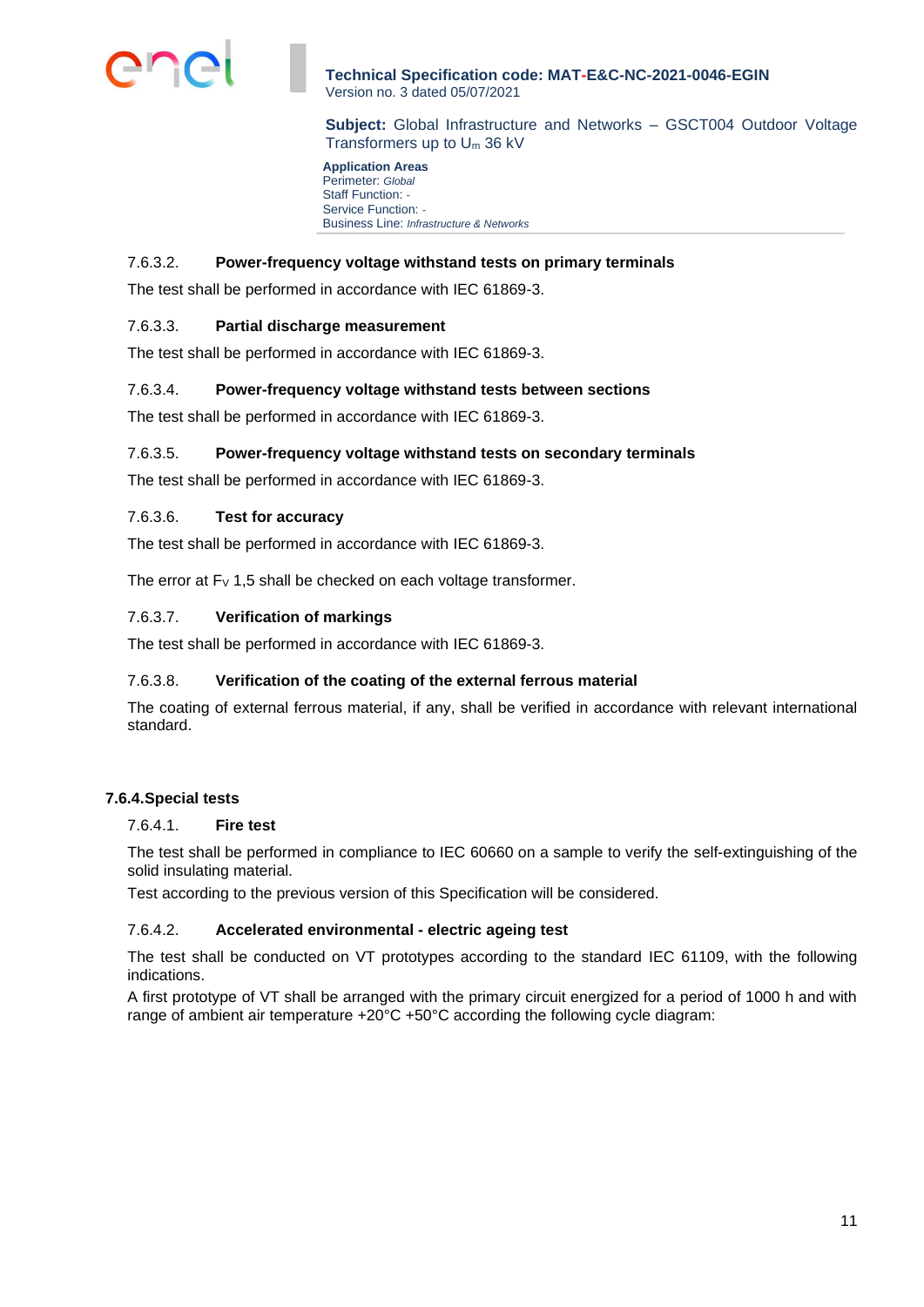#### 7.6.3.2. Power-frequency voltage withstand tests on primary terminals

The test shall be performed in accordance with IEC 61869-3.

#### 7.6.3.3. Partial discharge measurement

The test shall be performed in accordance with IEC 61869-3.

#### 7.6.3.4. Power-frequency voltage withstand tests between sections

The test shall be performed in accordance with IEC 61869-3.

#### 7.6.3.5. Power-frequency voltage withstand tests on secondary terminals

The test shall be performed in accordance with IEC 61869-3.

#### 7.6.3.6. Test for accuracy

The test shall be performed in accordance with IEC 61869-3.

The error at $F_V$ 1,5 shall be checked on each voltage transformer.

#### 7.6.3.7. Verification of markings

The test shall be performed in accordance with IEC 61869-3.

#### 7.6.3.8. Verification of the coating of the external ferrous material

The coating of external ferrous material, if any, shall be verified in accordance with relevant international standard.

### 7.6.4. Special tests

#### 7.6.4.1. Fire test

The test shall be performed in compliance to IEC 60660 on a sample to verify the self-extinguishing of the solid insulating material.

Test according to the previous version of this Specification will be considered.

#### 7.6.4.2. Accelerated environmental - electric ageing test

The test shall be conducted on VT prototypes according to the standard IEC 61109, with the following indications.

A first prototype of VT shall be arranged with the primary circuit energized for a period of 1000 h and with range of ambient air temperature +20°C +50°C according the following cycle diagram: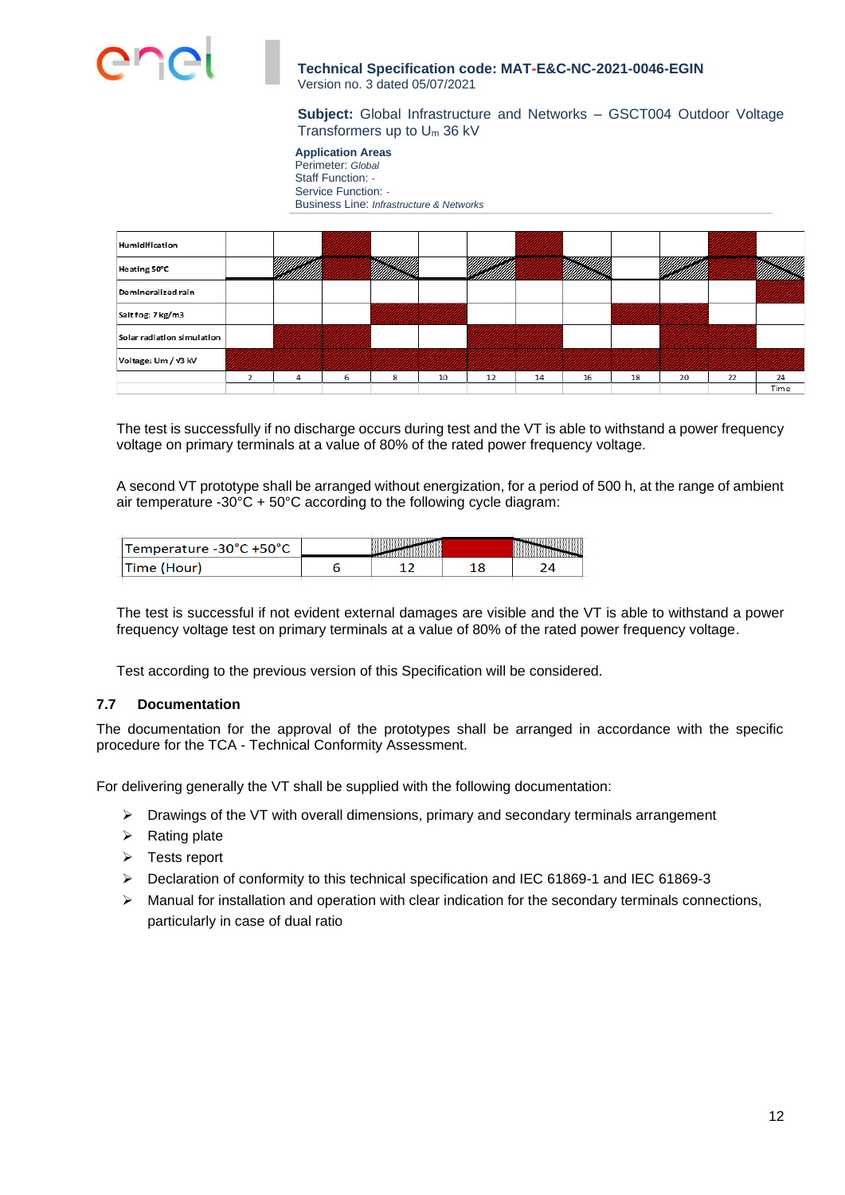| Humidification | | | | | | | | | | | | |
|---|---|---|---|---|---|---|---|---|---|---|---|---|
| Heating 50°C | | | | | | | | | | | | |
| Demineralized rain | | | | | | | | | | | | |
| Salt fog: 7 kg/m3 | | | | | | | | | | | | |
| Solar radiation simulation | | | | | | | | | | | | |
| Voltage: Um / √3 kV | | | | | | | | | | | | |
| | 2 | 4 | 6 | 8 | 10 | 12 | 14 | 16 | 18 | 20 | 22 | 24 |
| | | | | | | | | | | | | Time |

The test is successfully if no discharge occurs during test and the VT is able to withstand a power frequency voltage on primary terminals at a value of 80% of the rated power frequency voltage.

A second VT prototype shall be arranged without energization, for a period of 500 h, at the range of ambient air temperature -30°C + 50°C according to the following cycle diagram:

| Temperature -30°C +50°C | | | | |
|---|---|---|---|---|
| Time (Hour) | 6 | 12 | 18 | 24 |

The test is successful if not evident external damages are visible and the VT is able to withstand a power frequency voltage test on primary terminals at a value of 80% of the rated power frequency voltage.

Test according to the previous version of this Specification will be considered.

### 7.7 Documentation

The documentation for the approval of the prototypes shall be arranged in accordance with the specific procedure for the TCA - Technical Conformity Assessment.

For delivering generally the VT shall be supplied with the following documentation:

- Drawings of the VT with overall dimensions, primary and secondary terminals arrangement
- Rating plate
- Tests report
- Declaration of conformity to this technical specification and IEC 61869-1 and IEC 61869-3
- Manual for installation and operation with clear indication for the secondary terminals connections, particularly in case of dual ratio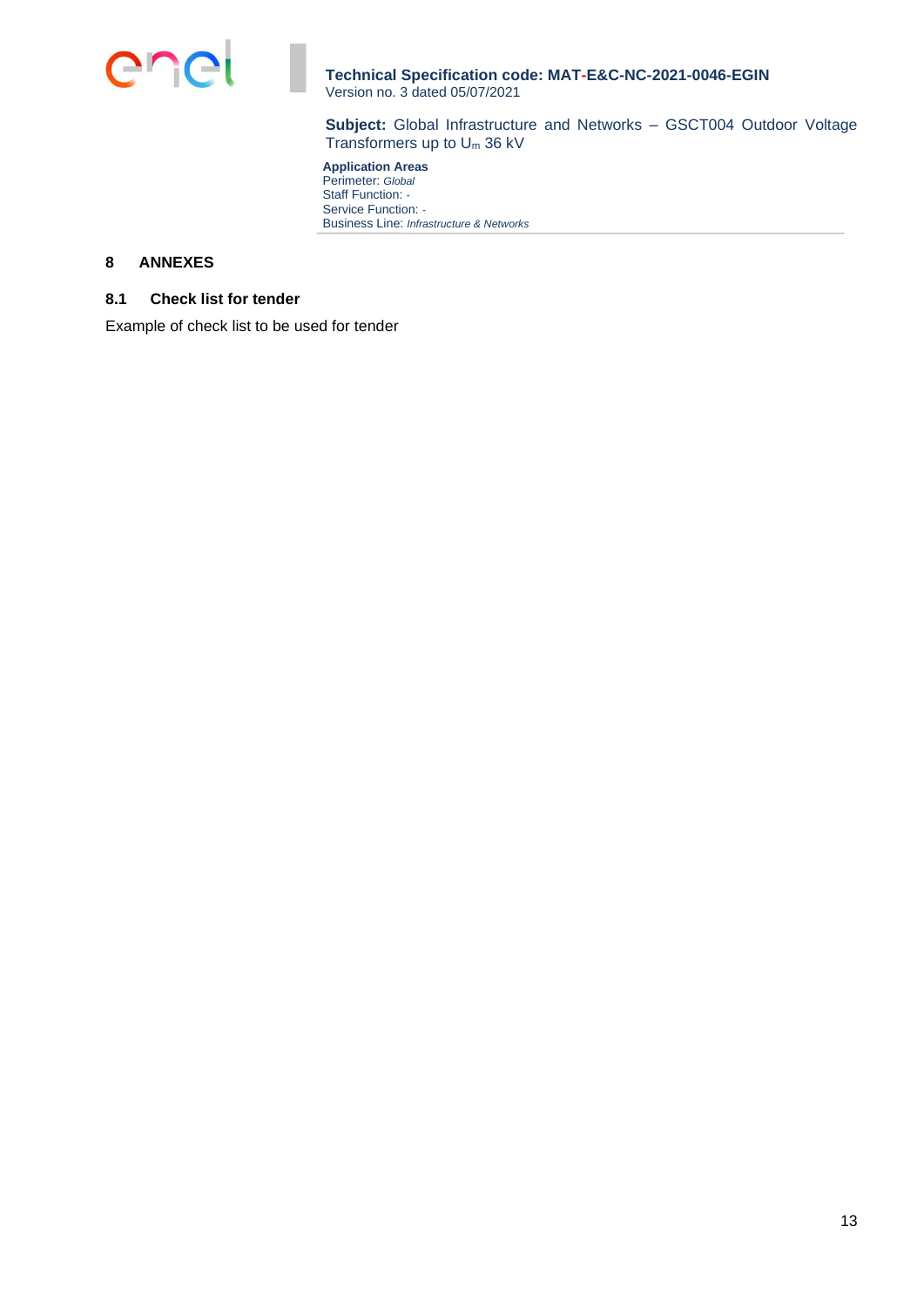## 8 ANNEXES

### 8.1 Check list for tender

Example of check list to be used for tender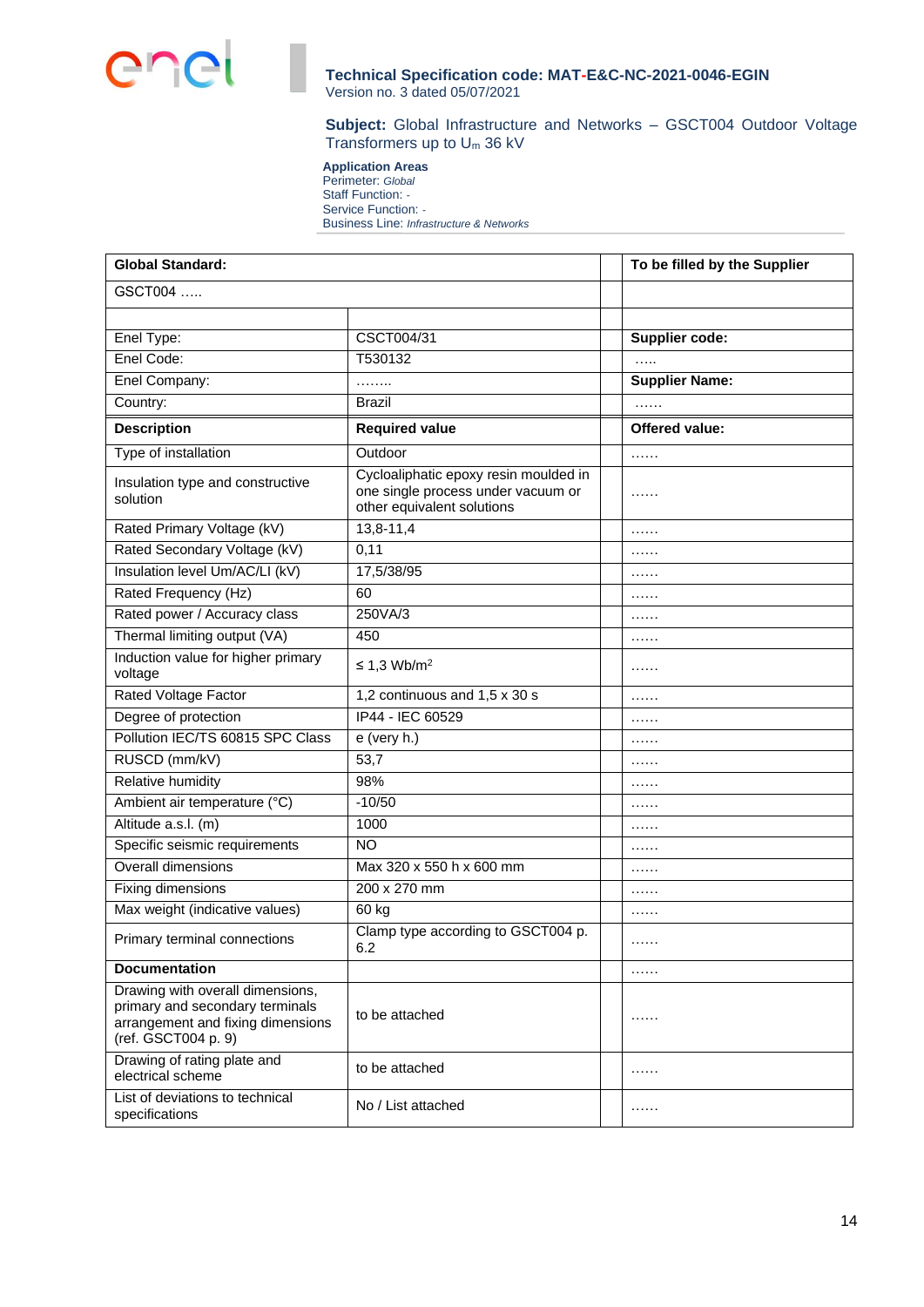Technical Specification code: MAT-E&C-NC-2021-0046-EGIN
Version no. 3 dated 05/07/2021

**Subject:** Global Infrastructure and Networks – GSCT004 Outdoor Voltage Transformers up to $U_m$ 36 kV

**Application Areas**
Perimeter: *Global*
Staff Function: -
Service Function: -
Business Line: *Infrastructure & Networks*

| **Global Standard:** | | | **To be filled by the Supplier** |
|---|---|---|---|
| GSCT004 ….. | | | |
| | | | |
| Enel Type: | CSCT004/31 | | **Supplier code:** |
| Enel Code: | T530132 | | ….. |
| Enel Company: | …….. | | **Supplier Name:** |
| Country: | Brazil | | …… |
| **Description** | **Required value** | | **Offered value:** |
| Type of installation | Outdoor | | …… |
| Insulation type and constructive solution | Cycloaliphatic epoxy resin moulded in one single process under vacuum or other equivalent solutions | | …… |
| Rated Primary Voltage (kV) | 13,8-11,4 | | …… |
| Rated Secondary Voltage (kV) | 0,11 | | …… |
| Insulation level Um/AC/LI (kV) | 17,5/38/95 | | …… |
| Rated Frequency (Hz) | 60 | | …… |
| Rated power / Accuracy class | 250VA/3 | | …… |
| Thermal limiting output (VA) | 450 | | …… |
| Induction value for higher primary voltage | ≤ 1,3 Wb/m$^2$ | | …… |
| Rated Voltage Factor | 1,2 continuous and 1,5 x 30 s | | …… |
| Degree of protection | IP44 - IEC 60529 | | …… |
| Pollution IEC/TS 60815 SPC Class | e (very h.) | | …… |
| RUSCD (mm/kV) | 53,7 | | …… |
| Relative humidity | 98% | | …… |
| Ambient air temperature (°C) | -10/50 | | …… |
| Altitude a.s.l. (m) | 1000 | | …… |
| Specific seismic requirements | NO | | …… |
| Overall dimensions | Max 320 x 550 h x 600 mm | | …… |
| Fixing dimensions | 200 x 270 mm | | …… |
| Max weight (indicative values) | 60 kg | | …… |
| Primary terminal connections | Clamp type according to GSCT004 p. 6.2 | | …… |
| **Documentation** | | | …… |
| Drawing with overall dimensions, primary and secondary terminals arrangement and fixing dimensions (ref. GSCT004 p. 9) | to be attached | | …… |
| Drawing of rating plate and electrical scheme | to be attached | | …… |
| List of deviations to technical specifications | No / List attached | | …… |